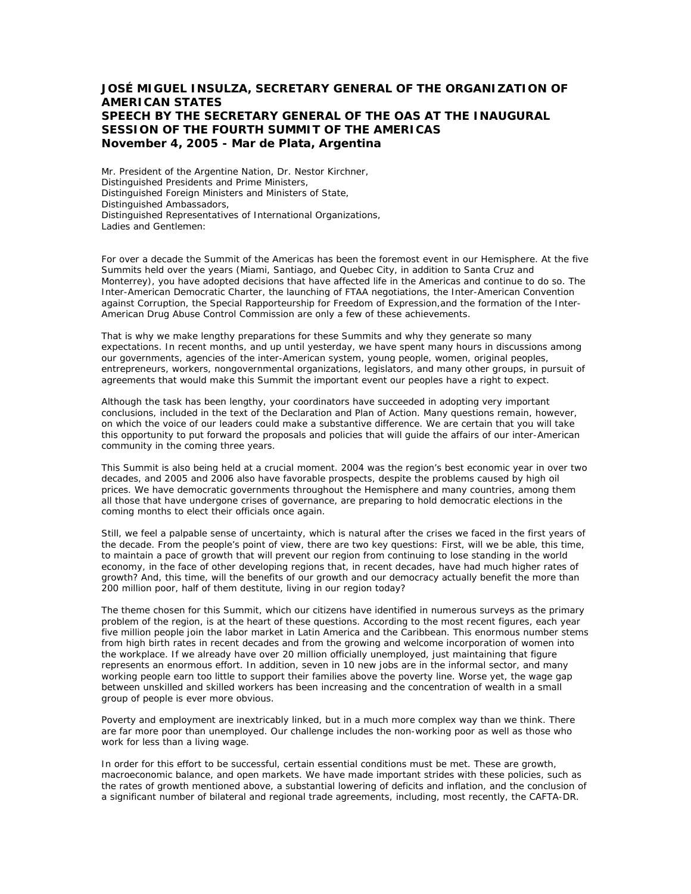# JOSÉ MIGUEL INSULZA, SECRETARY GENERAL OF THE ORGANIZATION OF AMERICAN STATES
## SPEECH BY THE SECRETARY GENERAL OF THE OAS AT THE INAUGURAL SESSION OF THE FOURTH SUMMIT OF THE AMERICAS
### November 4, 2005 - Mar de Plata, Argentina

Mr. President of the Argentine Nation, Dr. Nestor Kirchner,
Distinguished Presidents and Prime Ministers,
Distinguished Foreign Ministers and Ministers of State,
Distinguished Ambassadors,
Distinguished Representatives of International Organizations,
Ladies and Gentlemen:

For over a decade the Summit of the Americas has been the foremost event in our Hemisphere. At the five Summits held over the years (Miami, Santiago, and Quebec City, in addition to Santa Cruz and Monterrey), you have adopted decisions that have affected life in the Americas and continue to do so. The Inter-American Democratic Charter, the launching of FTAA negotiations, the Inter-American Convention against Corruption, the Special Rapporteurship for Freedom of Expression,and the formation of the Inter-American Drug Abuse Control Commission are only a few of these achievements.

That is why we make lengthy preparations for these Summits and why they generate so many expectations. In recent months, and up until yesterday, we have spent many hours in discussions among our governments, agencies of the inter-American system, young people, women, original peoples, entrepreneurs, workers, nongovernmental organizations, legislators, and many other groups, in pursuit of agreements that would make this Summit the important event our peoples have a right to expect.

Although the task has been lengthy, your coordinators have succeeded in adopting very important conclusions, included in the text of the Declaration and Plan of Action. Many questions remain, however, on which the voice of our leaders could make a substantive difference. We are certain that you will take this opportunity to put forward the proposals and policies that will guide the affairs of our inter-American community in the coming three years.

This Summit is also being held at a crucial moment. 2004 was the region's best economic year in over two decades, and 2005 and 2006 also have favorable prospects, despite the problems caused by high oil prices. We have democratic governments throughout the Hemisphere and many countries, among them all those that have undergone crises of governance, are preparing to hold democratic elections in the coming months to elect their officials once again.

Still, we feel a palpable sense of uncertainty, which is natural after the crises we faced in the first years of the decade. From the people's point of view, there are two key questions: First, will we be able, this time, to maintain a pace of growth that will prevent our region from continuing to lose standing in the world economy, in the face of other developing regions that, in recent decades, have had much higher rates of growth? And, this time, will the benefits of our growth and our democracy actually benefit the more than 200 million poor, half of them destitute, living in our region today?

The theme chosen for this Summit, which our citizens have identified in numerous surveys as the primary problem of the region, is at the heart of these questions. According to the most recent figures, each year five million people join the labor market in Latin America and the Caribbean. This enormous number stems from high birth rates in recent decades and from the growing and welcome incorporation of women into the workplace. If we already have over 20 million officially unemployed, just maintaining that figure represents an enormous effort. In addition, seven in 10 new jobs are in the informal sector, and many working people earn too little to support their families above the poverty line. Worse yet, the wage gap between unskilled and skilled workers has been increasing and the concentration of wealth in a small group of people is ever more obvious.

Poverty and employment are inextricably linked, but in a much more complex way than we think. There are far more poor than unemployed. Our challenge includes the non-working poor as well as those who work for less than a living wage.

In order for this effort to be successful, certain essential conditions must be met. These are growth, macroeconomic balance, and open markets. We have made important strides with these policies, such as the rates of growth mentioned above, a substantial lowering of deficits and inflation, and the conclusion of a significant number of bilateral and regional trade agreements, including, most recently, the CAFTA-DR.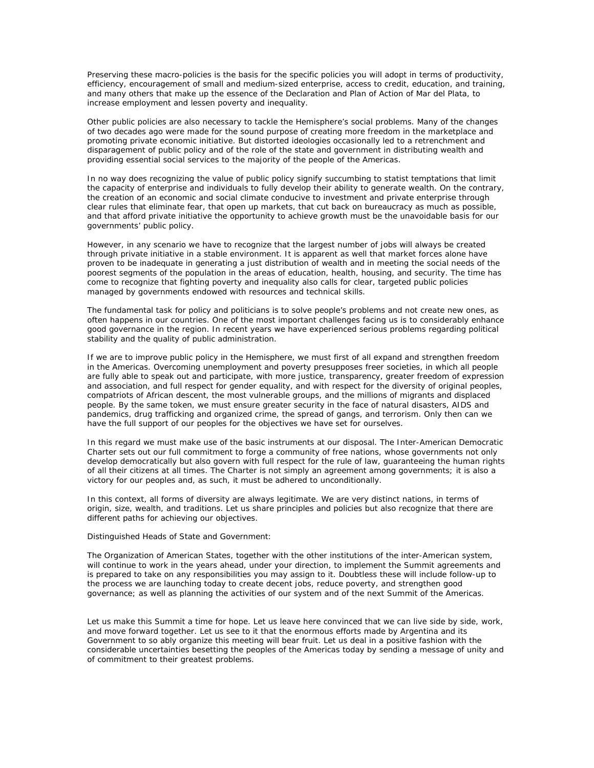Preserving these macro-policies is the basis for the specific policies you will adopt in terms of productivity, efficiency, encouragement of small and medium-sized enterprise, access to credit, education, and training, and many others that make up the essence of the Declaration and Plan of Action of Mar del Plata, to increase employment and lessen poverty and inequality.

Other public policies are also necessary to tackle the Hemisphere's social problems. Many of the changes of two decades ago were made for the sound purpose of creating more freedom in the marketplace and promoting private economic initiative. But distorted ideologies occasionally led to a retrenchment and disparagement of public policy and of the role of the state and government in distributing wealth and providing essential social services to the majority of the people of the Americas.

In no way does recognizing the value of public policy signify succumbing to statist temptations that limit the capacity of enterprise and individuals to fully develop their ability to generate wealth. On the contrary, the creation of an economic and social climate conducive to investment and private enterprise through clear rules that eliminate fear, that open up markets, that cut back on bureaucracy as much as possible, and that afford private initiative the opportunity to achieve growth must be the unavoidable basis for our governments' public policy.

However, in any scenario we have to recognize that the largest number of jobs will always be created through private initiative in a stable environment. It is apparent as well that market forces alone have proven to be inadequate in generating a just distribution of wealth and in meeting the social needs of the poorest segments of the population in the areas of education, health, housing, and security. The time has come to recognize that fighting poverty and inequality also calls for clear, targeted public policies managed by governments endowed with resources and technical skills.

The fundamental task for policy and politicians is to solve people's problems and not create new ones, as often happens in our countries. One of the most important challenges facing us is to considerably enhance good governance in the region. In recent years we have experienced serious problems regarding political stability and the quality of public administration.

If we are to improve public policy in the Hemisphere, we must first of all expand and strengthen freedom in the Americas. Overcoming unemployment and poverty presupposes freer societies, in which all people are fully able to speak out and participate, with more justice, transparency, greater freedom of expression and association, and full respect for gender equality, and with respect for the diversity of original peoples, compatriots of African descent, the most vulnerable groups, and the millions of migrants and displaced people. By the same token, we must ensure greater security in the face of natural disasters, AIDS and pandemics, drug trafficking and organized crime, the spread of gangs, and terrorism. Only then can we have the full support of our peoples for the objectives we have set for ourselves.

In this regard we must make use of the basic instruments at our disposal. The Inter-American Democratic Charter sets out our full commitment to forge a community of free nations, whose governments not only develop democratically but also govern with full respect for the rule of law, guaranteeing the human rights of all their citizens at all times. The Charter is not simply an agreement among governments; it is also a victory for our peoples and, as such, it must be adhered to unconditionally.

In this context, all forms of diversity are always legitimate. We are very distinct nations, in terms of origin, size, wealth, and traditions. Let us share principles and policies but also recognize that there are different paths for achieving our objectives.

Distinguished Heads of State and Government:

The Organization of American States, together with the other institutions of the inter-American system, will continue to work in the years ahead, under your direction, to implement the Summit agreements and is prepared to take on any responsibilities you may assign to it. Doubtless these will include follow-up to the process we are launching today to create decent jobs, reduce poverty, and strengthen good governance; as well as planning the activities of our system and of the next Summit of the Americas.

Let us make this Summit a time for hope. Let us leave here convinced that we can live side by side, work, and move forward together. Let us see to it that the enormous efforts made by Argentina and its Government to so ably organize this meeting will bear fruit. Let us deal in a positive fashion with the considerable uncertainties besetting the peoples of the Americas today by sending a message of unity and of commitment to their greatest problems.